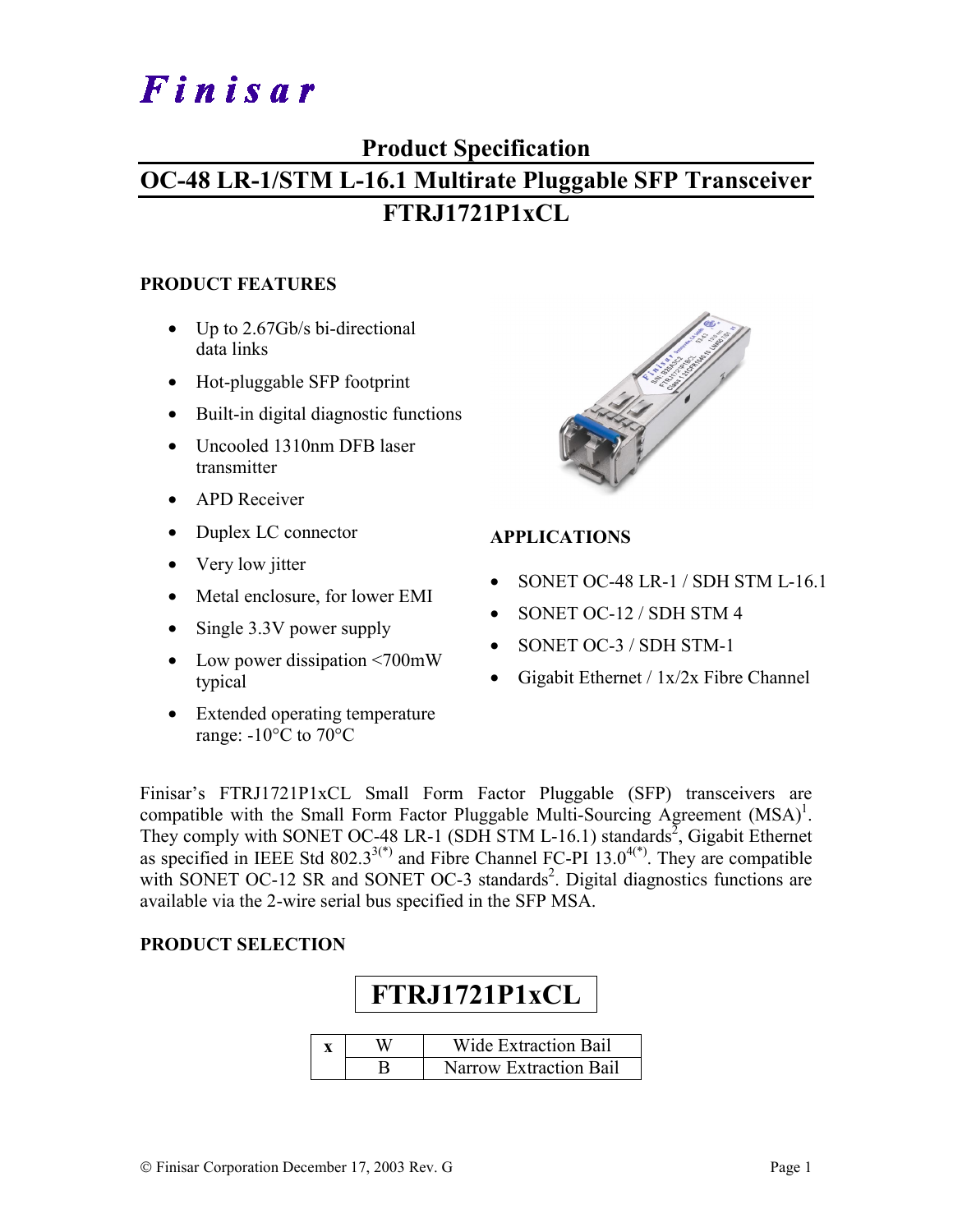# Finisar

## Product Specification

## OC-48 LR-1/STM L-16.1 Multirate Pluggable SFP Transceiver

## FTRJ1721P1xCL

### PRODUCT FEATURES

- Up to 2.67Gb/s bi-directional data links
- Hot-pluggable SFP footprint
- Built-in digital diagnostic functions
- Uncooled 1310nm DFB laser transmitter
- APD Receiver
- Duplex LC connector
- Very low jitter
- Metal enclosure, for lower EMI
- Single 3.3V power supply
- Low power dissipation <700mW typical
- Extended operating temperature range: -10°C to 70°C

### APPLICATIONS

- SONET OC-48 LR-1 / SDH STM L-16.1
- SONET OC-12 / SDH STM 4
- SONET OC-3 / SDH STM-1
- Gigabit Ethernet / 1x/2x Fibre Channel

Finisar's FTRJ1721P1xCL Small Form Factor Pluggable (SFP) transceivers are compatible with the Small Form Factor Pluggable Multi-Sourcing Agreement (MSA)[1]. They comply with SONET OC-48 LR-1 (SDH STM L-16.1) standards[2], Gigabit Ethernet as specified in IEEE Std 802.3[3(*)] and Fibre Channel FC-PI 13.0[4(*)]. They are compatible with SONET OC-12 SR and SONET OC-3 standards[2]. Digital diagnostics functions are available via the 2-wire serial bus specified in the SFP MSA.

### PRODUCT SELECTION

**FTRJ1721P1xCL**

| x | | |
|---|---|---|
| | W | Wide Extraction Bail |
| | B | Narrow Extraction Bail |

© Finisar Corporation December 17, 2003 Rev. G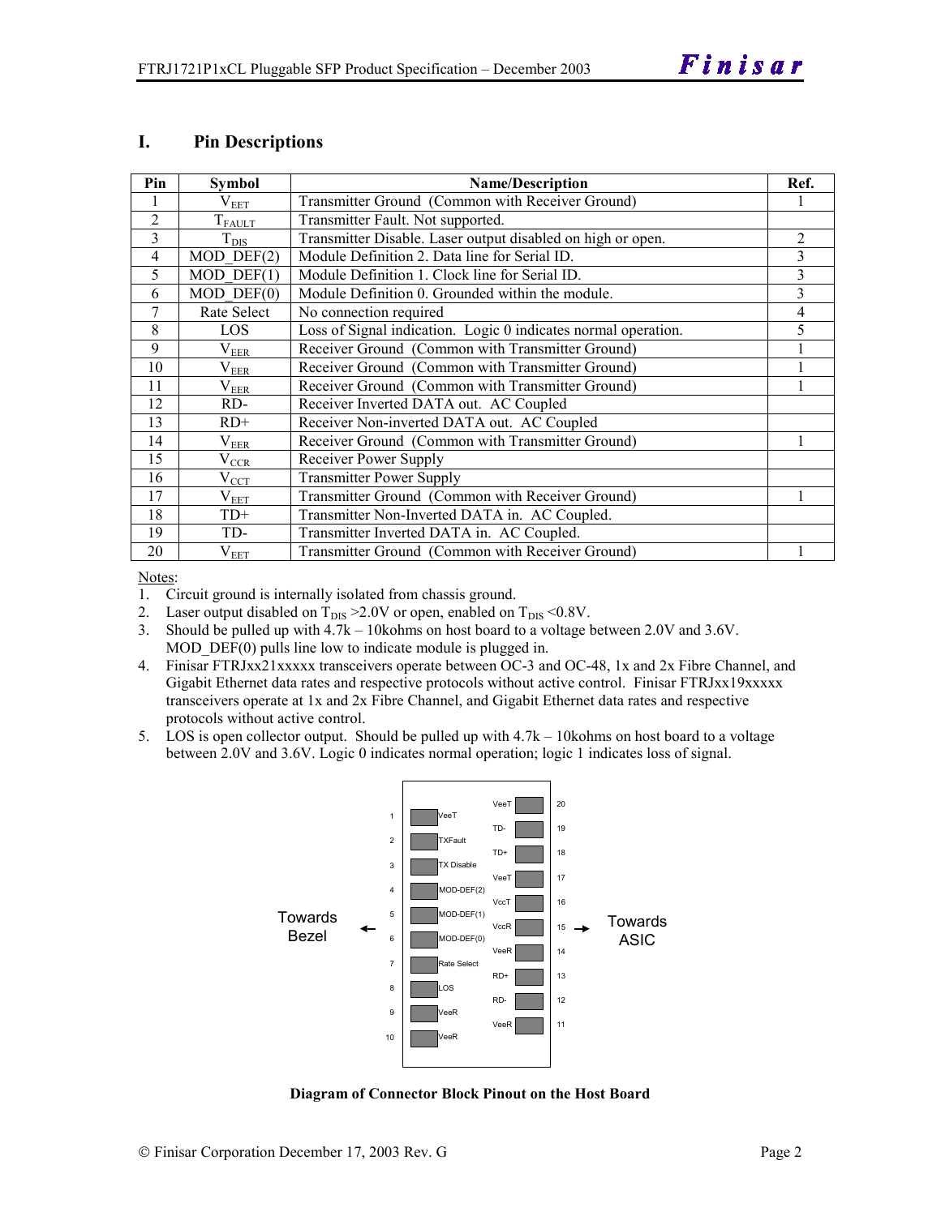## I. Pin Descriptions

| Pin | Symbol | Name/Description | Ref. |
|---|---|---|---|
| 1 | $V_{EET}$ | Transmitter Ground (Common with Receiver Ground) | 1 |
| 2 | $T_{FAULT}$ | Transmitter Fault. Not supported. | |
| 3 | $T_{DIS}$ | Transmitter Disable. Laser output disabled on high or open. | 2 |
| 4 | MOD_DEF(2) | Module Definition 2. Data line for Serial ID. | 3 |
| 5 | MOD_DEF(1) | Module Definition 1. Clock line for Serial ID. | 3 |
| 6 | MOD_DEF(0) | Module Definition 0. Grounded within the module. | 3 |
| 7 | Rate Select | No connection required | 4 |
| 8 | LOS | Loss of Signal indication. Logic 0 indicates normal operation. | 5 |
| 9 | $V_{EER}$ | Receiver Ground (Common with Transmitter Ground) | 1 |
| 10 | $V_{EER}$ | Receiver Ground (Common with Transmitter Ground) | 1 |
| 11 | $V_{EER}$ | Receiver Ground (Common with Transmitter Ground) | 1 |
| 12 | RD- | Receiver Inverted DATA out. AC Coupled | |
| 13 | RD+ | Receiver Non-inverted DATA out. AC Coupled | |
| 14 | $V_{EER}$ | Receiver Ground (Common with Transmitter Ground) | 1 |
| 15 | $V_{CCR}$ | Receiver Power Supply | |
| 16 | $V_{CCT}$ | Transmitter Power Supply | |
| 17 | $V_{EET}$ | Transmitter Ground (Common with Receiver Ground) | 1 |
| 18 | TD+ | Transmitter Non-Inverted DATA in. AC Coupled. | |
| 19 | TD- | Transmitter Inverted DATA in. AC Coupled. | |
| 20 | $V_{EET}$ | Transmitter Ground (Common with Receiver Ground) | 1 |

Notes:

1. Circuit ground is internally isolated from chassis ground.
2. Laser output disabled on $T_{DIS}$ >2.0V or open, enabled on $T_{DIS}$ <0.8V.
3. Should be pulled up with 4.7k – 10kohms on host board to a voltage between 2.0V and 3.6V. MOD_DEF(0) pulls line low to indicate module is plugged in.
4. Finisar FTRJxx21xxxxx transceivers operate between OC-3 and OC-48, 1x and 2x Fibre Channel, and Gigabit Ethernet data rates and respective protocols without active control. Finisar FTRJxx19xxxxx transceivers operate at 1x and 2x Fibre Channel, and Gigabit Ethernet data rates and respective protocols without active control.
5. LOS is open collector output. Should be pulled up with 4.7k – 10kohms on host board to a voltage between 2.0V and 3.6V. Logic 0 indicates normal operation; logic 1 indicates loss of signal.

1 VeeT
2 TXFault
3 TX Disable
4 MOD-DEF(2)
5 MOD-DEF(1)
6 MOD-DEF(0)
7 Rate Select
8 LOS
9 VeeR
10 VeeR

20 VeeT
19 TD-
18 TD+
17 VeeT
16 VccT
15 VccR
14 VeeR
13 RD+
12 RD-
11 VeeR

Towards Bezel ←
→ Towards ASIC

**Diagram of Connector Block Pinout on the Host Board**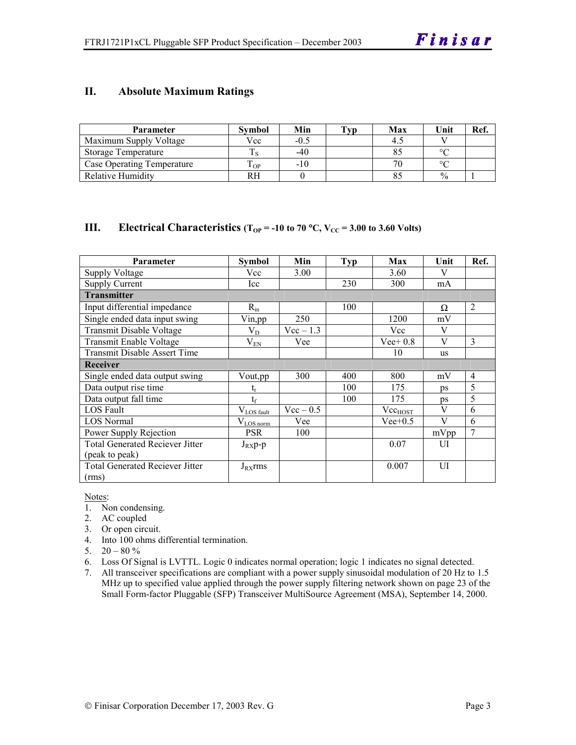## II. Absolute Maximum Ratings

| Parameter | Symbol | Min | Typ | Max | Unit | Ref. |
|---|---|---|---|---|---|---|
| Maximum Supply Voltage | Vcc | -0.5 | | 4.5 | V | |
| Storage Temperature | $T_S$ | -40 | | 85 | °C | |
| Case Operating Temperature | $T_{OP}$ | -10 | | 70 | °C | |
| Relative Humidity | RH | 0 | | 85 | % | 1 |

## III. Electrical Characteristics ($T_{OP}$ = -10 to 70 °C, $V_{CC}$ = 3.00 to 3.60 Volts)

| Parameter | Symbol | Min | Typ | Max | Unit | Ref. |
|---|---|---|---|---|---|---|
| Supply Voltage | Vcc | 3.00 | | 3.60 | V | |
| Supply Current | Icc | | 230 | 300 | mA | |
| **Transmitter** | | | | | | |
| Input differential impedance | $R_{in}$ | | 100 | | Ω | 2 |
| Single ended data input swing | Vin,pp | 250 | | 1200 | mV | |
| Transmit Disable Voltage | $V_D$ | Vcc – 1.3 | | Vcc | V | |
| Transmit Enable Voltage | $V_{EN}$ | Vee | | Vee+ 0.8 | V | 3 |
| Transmit Disable Assert Time | | | | 10 | us | |
| **Receiver** | | | | | | |
| Single ended data output swing | Vout,pp | 300 | 400 | 800 | mV | 4 |
| Data output rise time | $t_r$ | | 100 | 175 | ps | 5 |
| Data output fall time | $t_f$ | | 100 | 175 | ps | 5 |
| LOS Fault | $V_{LOS\ fault}$ | Vcc – 0.5 | | $Vcc_{HOST}$ | V | 6 |
| LOS Normal | $V_{LOS\ norm}$ | Vee | | Vee+0.5 | V | 6 |
| Power Supply Rejection | PSR | 100 | | | mVpp | 7 |
| Total Generated Reciever Jitter (peak to peak) | $J_{RX}$p-p | | | 0.07 | UI | |
| Total Generated Reciever Jitter (rms) | $J_{RX}$rms | | | 0.007 | UI | |

Notes:
1. Non condensing.
2. AC coupled
3. Or open circuit.
4. Into 100 ohms differential termination.
5. 20 – 80 %
6. Loss Of Signal is LVTTL. Logic 0 indicates normal operation; logic 1 indicates no signal detected.
7. All transceiver specifications are compliant with a power supply sinusoidal modulation of 20 Hz to 1.5 MHz up to specified value applied through the power supply filtering network shown on page 23 of the Small Form-factor Pluggable (SFP) Transceiver MultiSource Agreement (MSA), September 14, 2000.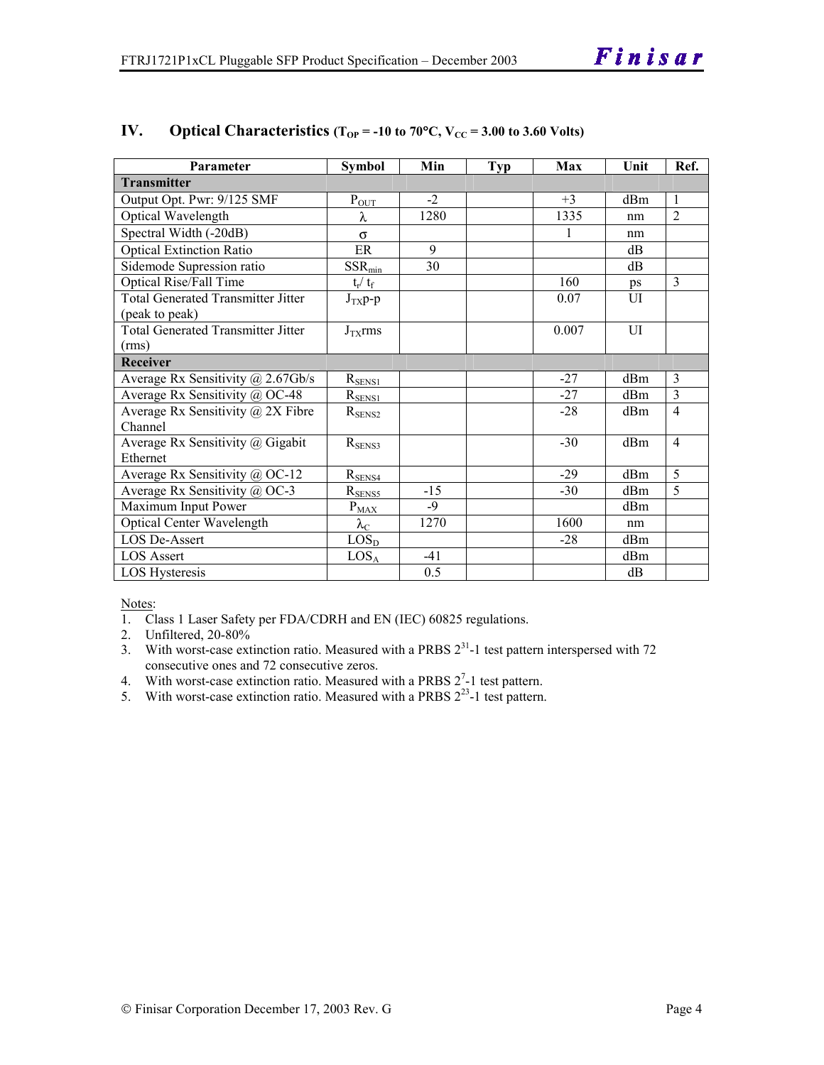## IV. Optical Characteristics ($T_{OP}$ = -10 to 70°C, $V_{CC}$ = 3.00 to 3.60 Volts)

| Parameter | Symbol | Min | Typ | Max | Unit | Ref. |
|---|---|---|---|---|---|---|
| **Transmitter** | | | | | | |
| Output Opt. Pwr: 9/125 SMF | $P_{OUT}$ | -2 | | +3 | dBm | 1 |
| Optical Wavelength | $\lambda$ | 1280 | | 1335 | nm | 2 |
| Spectral Width (-20dB) | $\sigma$ | | | 1 | nm | |
| Optical Extinction Ratio | ER | 9 | | | dB | |
| Sidemode Supression ratio | $SSR_{min}$ | 30 | | | dB | |
| Optical Rise/Fall Time | $t_r$/ $t_f$ | | | 160 | ps | 3 |
| Total Generated Transmitter Jitter (peak to peak) | $J_{TX}$p-p | | | 0.07 | UI | |
| Total Generated Transmitter Jitter (rms) | $J_{TX}$rms | | | 0.007 | UI | |
| **Receiver** | | | | | | |
| Average Rx Sensitivity @ 2.67Gb/s | $R_{SENS1}$ | | | -27 | dBm | 3 |
| Average Rx Sensitivity @ OC-48 | $R_{SENS1}$ | | | -27 | dBm | 3 |
| Average Rx Sensitivity @ 2X Fibre Channel | $R_{SENS2}$ | | | -28 | dBm | 4 |
| Average Rx Sensitivity @ Gigabit Ethernet | $R_{SENS3}$ | | | -30 | dBm | 4 |
| Average Rx Sensitivity @ OC-12 | $R_{SENS4}$ | | | -29 | dBm | 5 |
| Average Rx Sensitivity @ OC-3 | $R_{SENS5}$ | -15 | | -30 | dBm | 5 |
| Maximum Input Power | $P_{MAX}$ | -9 | | | dBm | |
| Optical Center Wavelength | $\lambda_C$ | 1270 | | 1600 | nm | |
| LOS De-Assert | $LOS_D$ | | | -28 | dBm | |
| LOS Assert | $LOS_A$ | -41 | | | dBm | |
| LOS Hysteresis | | 0.5 | | | dB | |

Notes:

1. Class 1 Laser Safety per FDA/CDRH and EN (IEC) 60825 regulations.
2. Unfiltered, 20-80%
3. With worst-case extinction ratio. Measured with a PRBS $2^{31}$-1 test pattern interspersed with 72 consecutive ones and 72 consecutive zeros.
4. With worst-case extinction ratio. Measured with a PRBS $2^{7}$-1 test pattern.
5. With worst-case extinction ratio. Measured with a PRBS $2^{23}$-1 test pattern.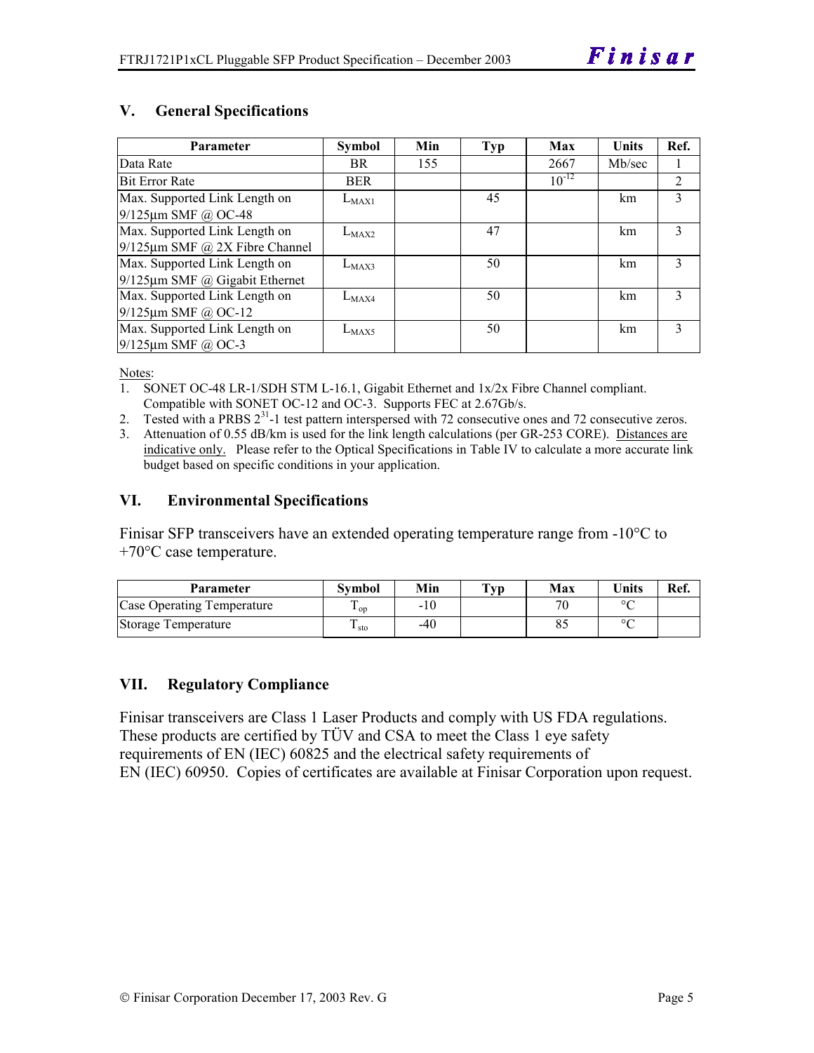## V. General Specifications

| Parameter | Symbol | Min | Typ | Max | Units | Ref. |
|---|---|---|---|---|---|---|
| Data Rate | BR | 155 | | 2667 | Mb/sec | 1 |
| Bit Error Rate | BER | | | $10^{-12}$ | | 2 |
| Max. Supported Link Length on 9/125µm SMF @ OC-48 | $L_{MAX1}$ | | 45 | | km | 3 |
| Max. Supported Link Length on 9/125µm SMF @ 2X Fibre Channel | $L_{MAX2}$ | | 47 | | km | 3 |
| Max. Supported Link Length on 9/125µm SMF @ Gigabit Ethernet | $L_{MAX3}$ | | 50 | | km | 3 |
| Max. Supported Link Length on 9/125µm SMF @ OC-12 | $L_{MAX4}$ | | 50 | | km | 3 |
| Max. Supported Link Length on 9/125µm SMF @ OC-3 | $L_{MAX5}$ | | 50 | | km | 3 |

Notes:

1. SONET OC-48 LR-1/SDH STM L-16.1, Gigabit Ethernet and 1x/2x Fibre Channel compliant. Compatible with SONET OC-12 and OC-3. Supports FEC at 2.67Gb/s.
2. Tested with a PRBS $2^{31}$-1 test pattern interspersed with 72 consecutive ones and 72 consecutive zeros.
3. Attenuation of 0.55 dB/km is used for the link length calculations (per GR-253 CORE). Distances are indicative only. Please refer to the Optical Specifications in Table IV to calculate a more accurate link budget based on specific conditions in your application.

## VI. Environmental Specifications

Finisar SFP transceivers have an extended operating temperature range from -10°C to +70°C case temperature.

| Parameter | Symbol | Min | Typ | Max | Units | Ref. |
|---|---|---|---|---|---|---|
| Case Operating Temperature | $T_{op}$ | -10 | | 70 | °C | |
| Storage Temperature | $T_{sto}$ | -40 | | 85 | °C | |

## VII. Regulatory Compliance

Finisar transceivers are Class 1 Laser Products and comply with US FDA regulations. These products are certified by TÜV and CSA to meet the Class 1 eye safety requirements of EN (IEC) 60825 and the electrical safety requirements of EN (IEC) 60950. Copies of certificates are available at Finisar Corporation upon request.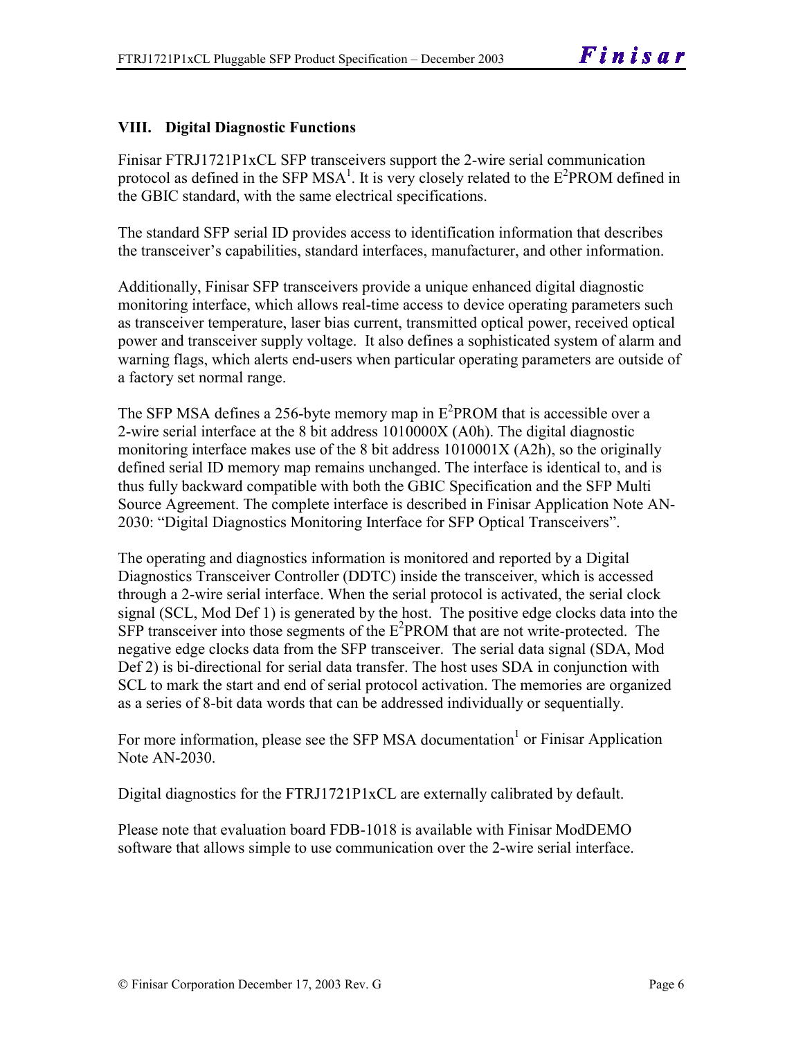## VIII. Digital Diagnostic Functions

Finisar FTRJ1721P1xCL SFP transceivers support the 2-wire serial communication protocol as defined in the SFP MSA[1]. It is very closely related to the $E^2$PROM defined in the GBIC standard, with the same electrical specifications.

The standard SFP serial ID provides access to identification information that describes the transceiver's capabilities, standard interfaces, manufacturer, and other information.

Additionally, Finisar SFP transceivers provide a unique enhanced digital diagnostic monitoring interface, which allows real-time access to device operating parameters such as transceiver temperature, laser bias current, transmitted optical power, received optical power and transceiver supply voltage. It also defines a sophisticated system of alarm and warning flags, which alerts end-users when particular operating parameters are outside of a factory set normal range.

The SFP MSA defines a 256-byte memory map in $E^2$PROM that is accessible over a 2-wire serial interface at the 8 bit address 1010000X (A0h). The digital diagnostic monitoring interface makes use of the 8 bit address 1010001X (A2h), so the originally defined serial ID memory map remains unchanged. The interface is identical to, and is thus fully backward compatible with both the GBIC Specification and the SFP Multi Source Agreement. The complete interface is described in Finisar Application Note AN-2030: "Digital Diagnostics Monitoring Interface for SFP Optical Transceivers".

The operating and diagnostics information is monitored and reported by a Digital Diagnostics Transceiver Controller (DDTC) inside the transceiver, which is accessed through a 2-wire serial interface. When the serial protocol is activated, the serial clock signal (SCL, Mod Def 1) is generated by the host. The positive edge clocks data into the SFP transceiver into those segments of the $E^2$PROM that are not write-protected. The negative edge clocks data from the SFP transceiver. The serial data signal (SDA, Mod Def 2) is bi-directional for serial data transfer. The host uses SDA in conjunction with SCL to mark the start and end of serial protocol activation. The memories are organized as a series of 8-bit data words that can be addressed individually or sequentially.

For more information, please see the SFP MSA documentation[1] or Finisar Application Note AN-2030.

Digital diagnostics for the FTRJ1721P1xCL are externally calibrated by default.

Please note that evaluation board FDB-1018 is available with Finisar ModDEMO software that allows simple to use communication over the 2-wire serial interface.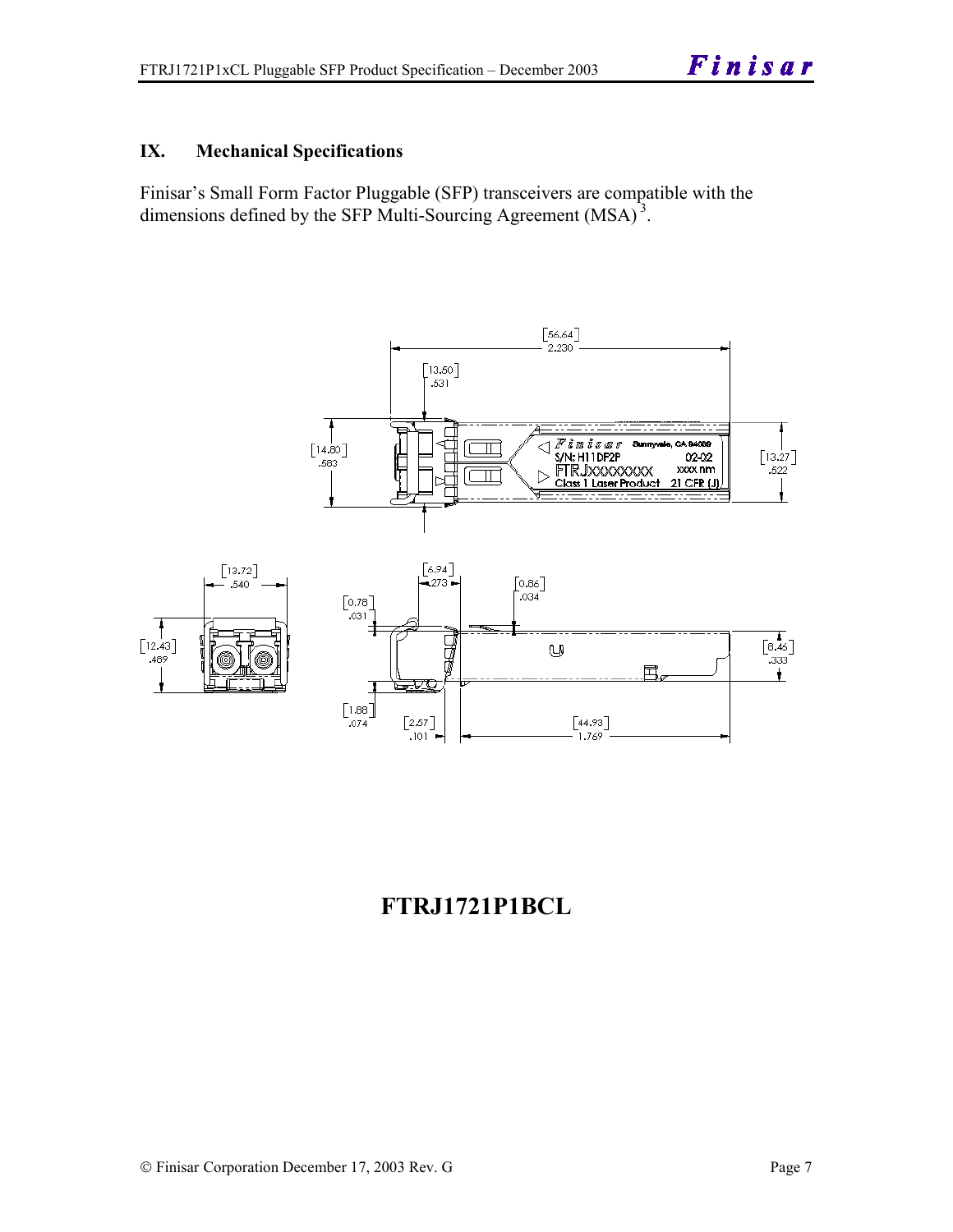## IX. Mechanical Specifications

Finisar's Small Form Factor Pluggable (SFP) transceivers are compatible with the dimensions defined by the SFP Multi-Sourcing Agreement (MSA) [3].

[56.64]
2.230

[13.50]
.531

[14.80]
.583

[13.27]
.522

Finisar Sunnyvale, CA 94089
S/N: H11DF2P 02-02
FTRJXXXXXXX xxxx nm
Class 1 Laser Product 21 CFR (J)

[13.72]
.540

[12.43]
.489

[6.94]
.273

[0.86]
.034

[0.78]
.031

[8.46]
.333

[1.88]
.074

[2.57]
.101

[44.93]
1.769

# FTRJ1721P1BCL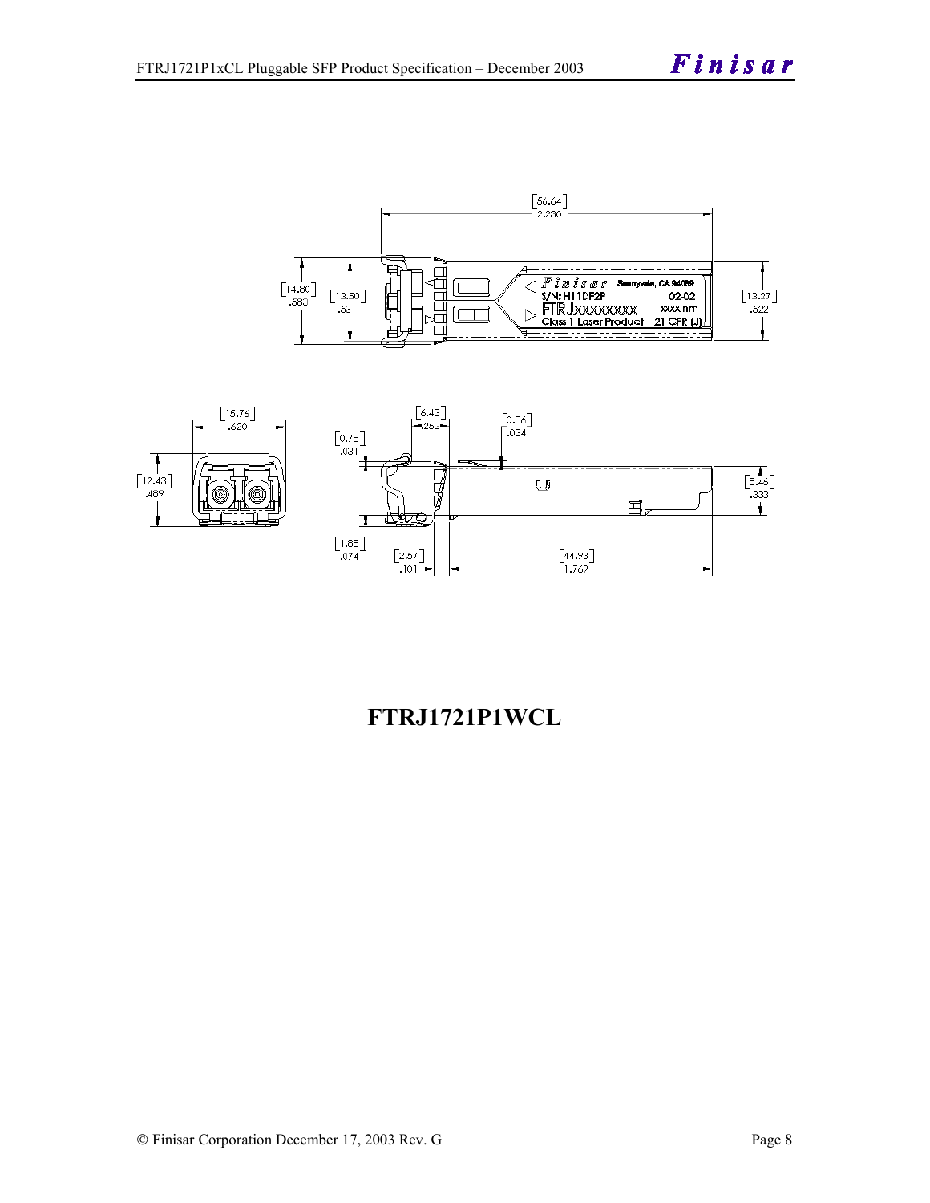[56.64]
2.230

[14.80]
.583

[13.50]
.531

Finisar Sunnyvale, CA 94089
S/N: H11DF2P 02-02
FTRJxxxxxxxx xxxx nm
Class 1 Laser Product 21 CFR (J)

[13.27]
.522

[15.76]
.620

[12.43]
.489

[6.43]
.253

[0.86]
.034

[0.78]
.031

[8.46]
.333

[1.88]
.074

[2.57]
.101

[44.93]
1.769

**FTRJ1721P1WCL**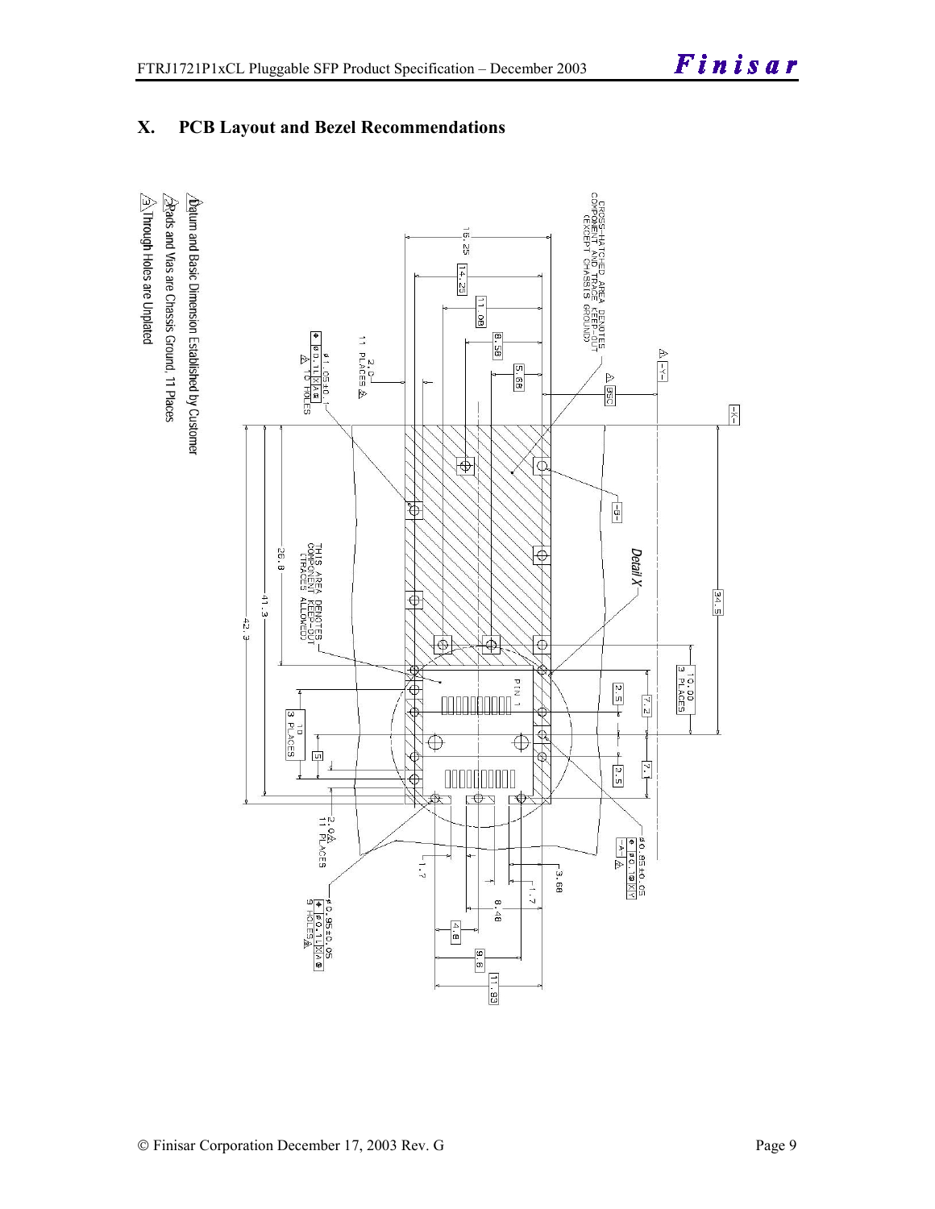## X. PCB Layout and Bezel Recommendations

1. Datum and Basic Dimension Established by Customer
2. Pads and Vias are Chassis Ground, 11 Places
3. Through Holes are Unplated

CROSS-HATCHED AREA DENOTES COMPONENT AND TRACE KEEP-OUT (EXCEPT CHASSIS GROUND)

THIS AREA DENOTES COMPONENT KEEP-OUT (TRACES ALLOWED)

Detail X

PIN 1

-X- -Y- -A- -B-

BSC

16.25
14.25
11.08
8.58
5.68
34.5
10.00 3 PLACES
7.2
2.5
7.1
2.5
26.8
41.3
42.3
10 3 PLACES
5
2.0 11 PLACES
2.0 11 PLACES
ø1.05±0.1 ⌖ ø0.1 X A 4 HOLES
ø0.85±0.05 ⌖ ø0.1 X Y
ø0.95±0.05 ⌖ ø0.1 X A 9 HOLES
1.7
3.68
1.7
8.48
4.8
9.6
11.93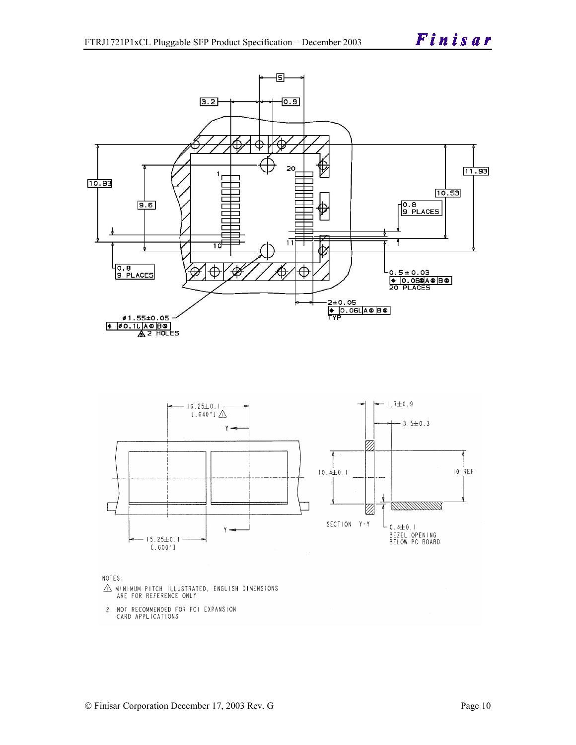5

3.2

0.9

20

1

10.93

11.93

10.53

9.6

0.8
9 PLACES

10

11

0.8
9 PLACES

0.5 ± 0.03
0.06 A B
20 PLACES

2±0.05
0.06 A B
TYP

ø1.55±0.05
ø0.1 A B
2 HOLES

16.25±0.1
[.640"]

Y

Y

15.25±0.1
[.600"]

1.7±0.9

3.5±0.3

10.4±0.1

10 REF

SECTION Y-Y

0.4±0.1
BEZEL OPENING
BELOW PC BOARD

NOTES:

1. MINIMUM PITCH ILLUSTRATED, ENGLISH DIMENSIONS ARE FOR REFERENCE ONLY
2. NOT RECOMMENDED FOR PCI EXPANSION CARD APPLICATIONS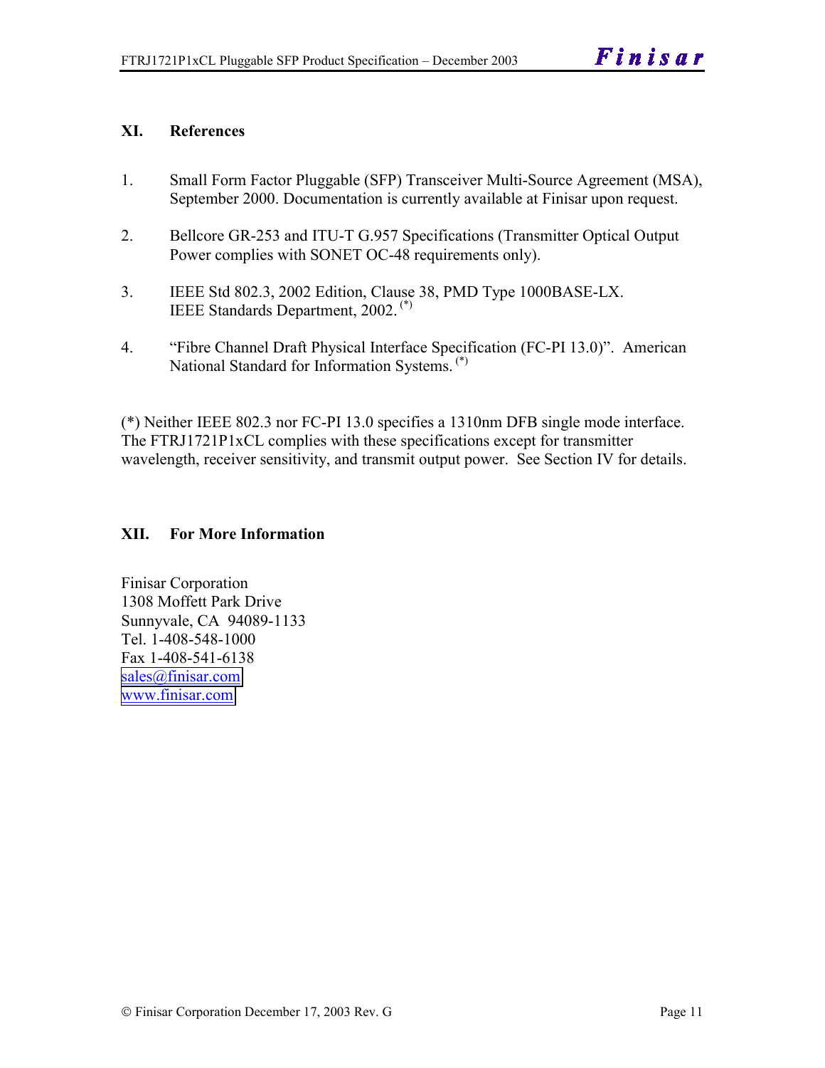## XI. References

1. Small Form Factor Pluggable (SFP) Transceiver Multi-Source Agreement (MSA), September 2000. Documentation is currently available at Finisar upon request.

2. Bellcore GR-253 and ITU-T G.957 Specifications (Transmitter Optical Output Power complies with SONET OC-48 requirements only).

3. IEEE Std 802.3, 2002 Edition, Clause 38, PMD Type 1000BASE-LX. IEEE Standards Department, 2002. (*)

4. "Fibre Channel Draft Physical Interface Specification (FC-PI 13.0)". American National Standard for Information Systems. (*)

(*) Neither IEEE 802.3 nor FC-PI 13.0 specifies a 1310nm DFB single mode interface. The FTRJ1721P1xCL complies with these specifications except for transmitter wavelength, receiver sensitivity, and transmit output power. See Section IV for details.

## XII. For More Information

Finisar Corporation
1308 Moffett Park Drive
Sunnyvale, CA 94089-1133
Tel. 1-408-548-1000
Fax 1-408-541-6138
sales@finisar.com
www.finisar.com